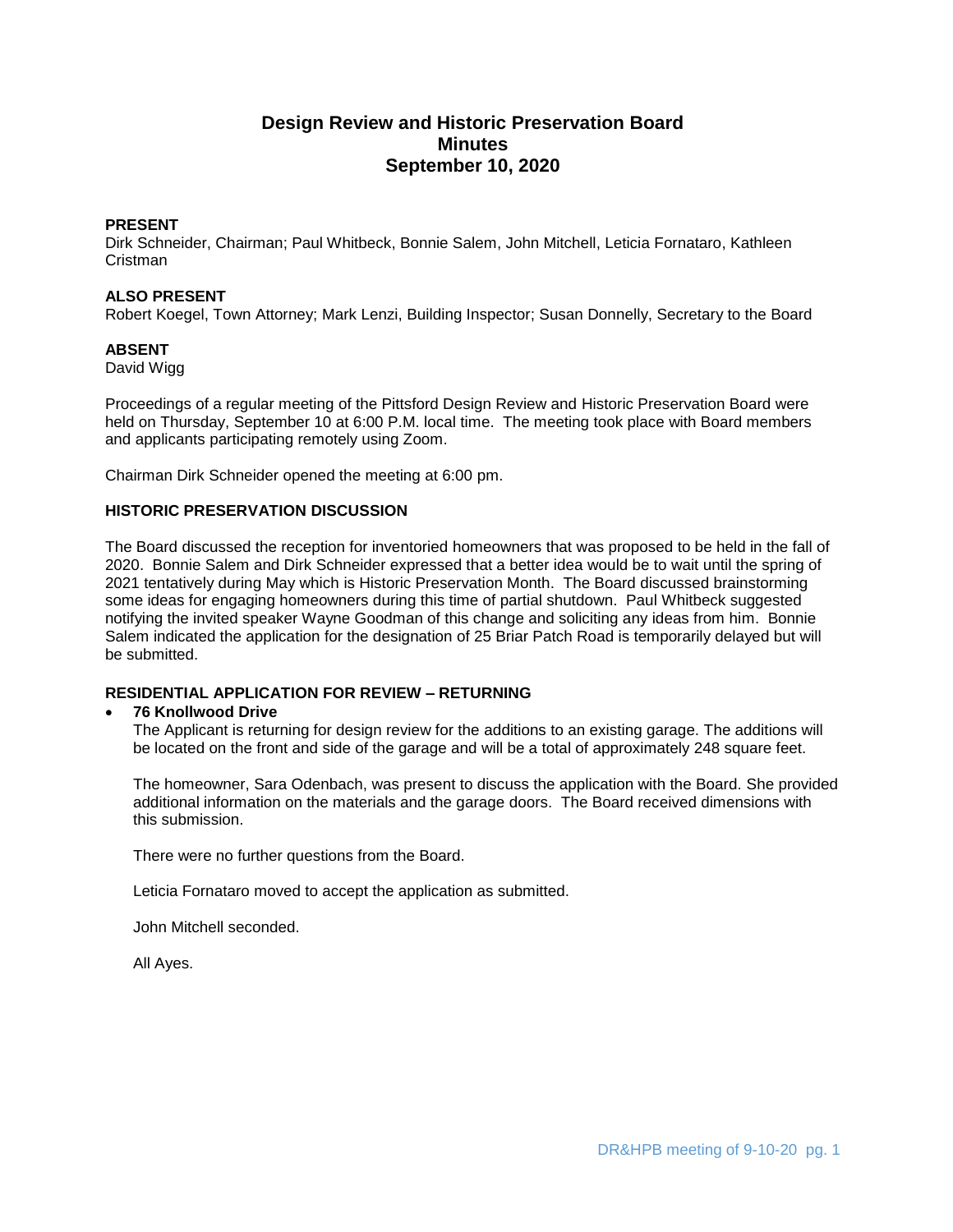# Design Review and Historic Preservation Board
# Minutes
# September 10, 2020

**PRESENT**
Dirk Schneider, Chairman; Paul Whitbeck, Bonnie Salem, John Mitchell, Leticia Fornataro, Kathleen Cristman

**ALSO PRESENT**
Robert Koegel, Town Attorney; Mark Lenzi, Building Inspector; Susan Donnelly, Secretary to the Board

**ABSENT**
David Wigg

Proceedings of a regular meeting of the Pittsford Design Review and Historic Preservation Board were held on Thursday, September 10 at 6:00 P.M. local time. The meeting took place with Board members and applicants participating remotely using Zoom.

Chairman Dirk Schneider opened the meeting at 6:00 pm.

**HISTORIC PRESERVATION DISCUSSION**

The Board discussed the reception for inventoried homeowners that was proposed to be held in the fall of 2020. Bonnie Salem and Dirk Schneider expressed that a better idea would be to wait until the spring of 2021 tentatively during May which is Historic Preservation Month. The Board discussed brainstorming some ideas for engaging homeowners during this time of partial shutdown. Paul Whitbeck suggested notifying the invited speaker Wayne Goodman of this change and soliciting any ideas from him. Bonnie Salem indicated the application for the designation of 25 Briar Patch Road is temporarily delayed but will be submitted.

**RESIDENTIAL APPLICATION FOR REVIEW – RETURNING**

- **76 Knollwood Drive**
  The Applicant is returning for design review for the additions to an existing garage. The additions will be located on the front and side of the garage and will be a total of approximately 248 square feet.

  The homeowner, Sara Odenbach, was present to discuss the application with the Board. She provided additional information on the materials and the garage doors. The Board received dimensions with this submission.

  There were no further questions from the Board.

  Leticia Fornataro moved to accept the application as submitted.

  John Mitchell seconded.

  All Ayes.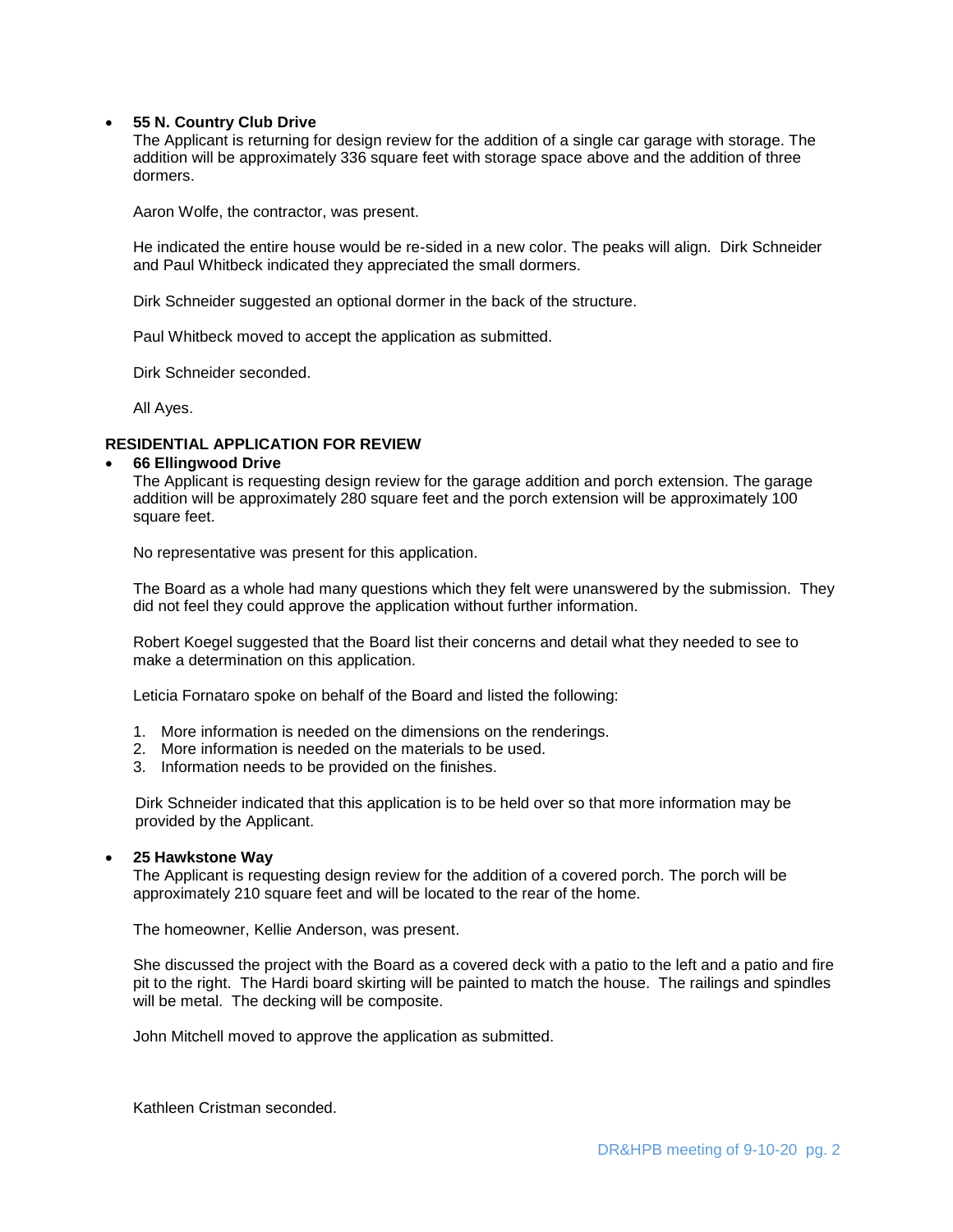- **55 N. Country Club Drive**

  The Applicant is returning for design review for the addition of a single car garage with storage. The addition will be approximately 336 square feet with storage space above and the addition of three dormers.

  Aaron Wolfe, the contractor, was present.

  He indicated the entire house would be re-sided in a new color. The peaks will align. Dirk Schneider and Paul Whitbeck indicated they appreciated the small dormers.

  Dirk Schneider suggested an optional dormer in the back of the structure.

  Paul Whitbeck moved to accept the application as submitted.

  Dirk Schneider seconded.

  All Ayes.

**RESIDENTIAL APPLICATION FOR REVIEW**

- **66 Ellingwood Drive**

  The Applicant is requesting design review for the garage addition and porch extension. The garage addition will be approximately 280 square feet and the porch extension will be approximately 100 square feet.

  No representative was present for this application.

  The Board as a whole had many questions which they felt were unanswered by the submission. They did not feel they could approve the application without further information.

  Robert Koegel suggested that the Board list their concerns and detail what they needed to see to make a determination on this application.

  Leticia Fornataro spoke on behalf of the Board and listed the following:

  1. More information is needed on the dimensions on the renderings.
  2. More information is needed on the materials to be used.
  3. Information needs to be provided on the finishes.

  Dirk Schneider indicated that this application is to be held over so that more information may be provided by the Applicant.

- **25 Hawkstone Way**

  The Applicant is requesting design review for the addition of a covered porch. The porch will be approximately 210 square feet and will be located to the rear of the home.

  The homeowner, Kellie Anderson, was present.

  She discussed the project with the Board as a covered deck with a patio to the left and a patio and fire pit to the right. The Hardi board skirting will be painted to match the house. The railings and spindles will be metal. The decking will be composite.

  John Mitchell moved to approve the application as submitted.

  Kathleen Cristman seconded.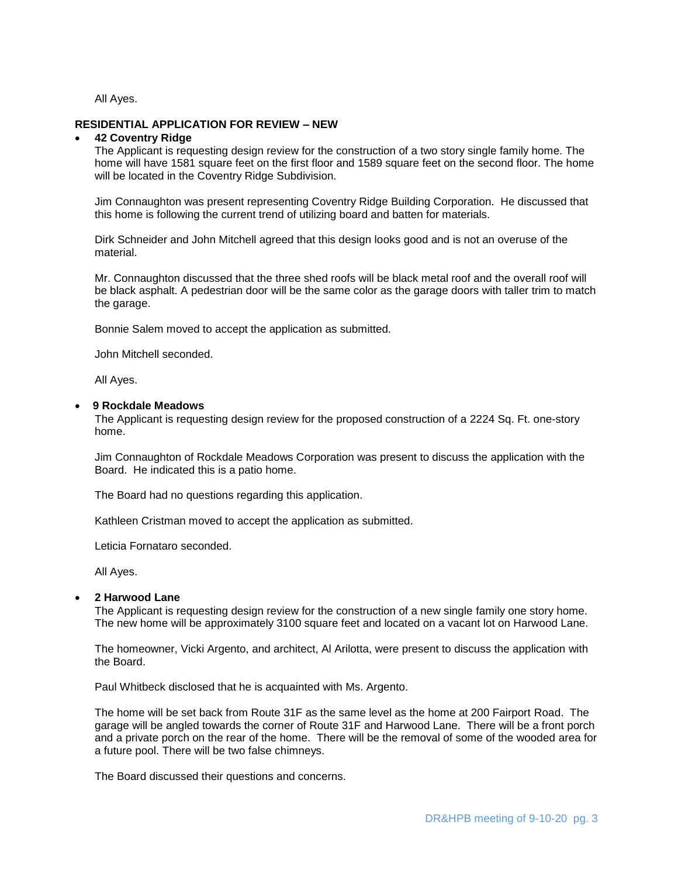All Ayes.

**RESIDENTIAL APPLICATION FOR REVIEW – NEW**

- **42 Coventry Ridge**

  The Applicant is requesting design review for the construction of a two story single family home. The home will have 1581 square feet on the first floor and 1589 square feet on the second floor. The home will be located in the Coventry Ridge Subdivision.

  Jim Connaughton was present representing Coventry Ridge Building Corporation. He discussed that this home is following the current trend of utilizing board and batten for materials.

  Dirk Schneider and John Mitchell agreed that this design looks good and is not an overuse of the material.

  Mr. Connaughton discussed that the three shed roofs will be black metal roof and the overall roof will be black asphalt. A pedestrian door will be the same color as the garage doors with taller trim to match the garage.

  Bonnie Salem moved to accept the application as submitted.

  John Mitchell seconded.

  All Ayes.

- **9 Rockdale Meadows**

  The Applicant is requesting design review for the proposed construction of a 2224 Sq. Ft. one-story home.

  Jim Connaughton of Rockdale Meadows Corporation was present to discuss the application with the Board. He indicated this is a patio home.

  The Board had no questions regarding this application.

  Kathleen Cristman moved to accept the application as submitted.

  Leticia Fornataro seconded.

  All Ayes.

- **2 Harwood Lane**

  The Applicant is requesting design review for the construction of a new single family one story home. The new home will be approximately 3100 square feet and located on a vacant lot on Harwood Lane.

  The homeowner, Vicki Argento, and architect, Al Arilotta, were present to discuss the application with the Board.

  Paul Whitbeck disclosed that he is acquainted with Ms. Argento.

  The home will be set back from Route 31F as the same level as the home at 200 Fairport Road. The garage will be angled towards the corner of Route 31F and Harwood Lane. There will be a front porch and a private porch on the rear of the home. There will be the removal of some of the wooded area for a future pool. There will be two false chimneys.

  The Board discussed their questions and concerns.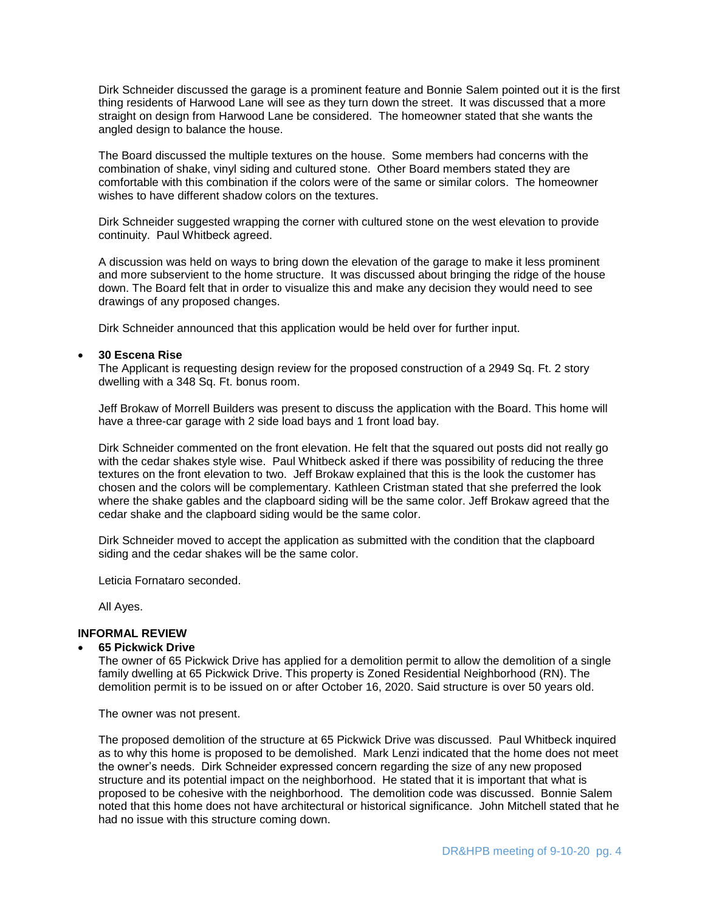Dirk Schneider discussed the garage is a prominent feature and Bonnie Salem pointed out it is the first thing residents of Harwood Lane will see as they turn down the street. It was discussed that a more straight on design from Harwood Lane be considered. The homeowner stated that she wants the angled design to balance the house.

The Board discussed the multiple textures on the house. Some members had concerns with the combination of shake, vinyl siding and cultured stone. Other Board members stated they are comfortable with this combination if the colors were of the same or similar colors. The homeowner wishes to have different shadow colors on the textures.

Dirk Schneider suggested wrapping the corner with cultured stone on the west elevation to provide continuity. Paul Whitbeck agreed.

A discussion was held on ways to bring down the elevation of the garage to make it less prominent and more subservient to the home structure. It was discussed about bringing the ridge of the house down. The Board felt that in order to visualize this and make any decision they would need to see drawings of any proposed changes.

Dirk Schneider announced that this application would be held over for further input.

- **30 Escena Rise**

  The Applicant is requesting design review for the proposed construction of a 2949 Sq. Ft. 2 story dwelling with a 348 Sq. Ft. bonus room.

  Jeff Brokaw of Morrell Builders was present to discuss the application with the Board. This home will have a three-car garage with 2 side load bays and 1 front load bay.

  Dirk Schneider commented on the front elevation. He felt that the squared out posts did not really go with the cedar shakes style wise. Paul Whitbeck asked if there was possibility of reducing the three textures on the front elevation to two. Jeff Brokaw explained that this is the look the customer has chosen and the colors will be complementary. Kathleen Cristman stated that she preferred the look where the shake gables and the clapboard siding will be the same color. Jeff Brokaw agreed that the cedar shake and the clapboard siding would be the same color.

  Dirk Schneider moved to accept the application as submitted with the condition that the clapboard siding and the cedar shakes will be the same color.

  Leticia Fornataro seconded.

  All Ayes.

**INFORMAL REVIEW**

- **65 Pickwick Drive**

  The owner of 65 Pickwick Drive has applied for a demolition permit to allow the demolition of a single family dwelling at 65 Pickwick Drive. This property is Zoned Residential Neighborhood (RN). The demolition permit is to be issued on or after October 16, 2020. Said structure is over 50 years old.

  The owner was not present.

  The proposed demolition of the structure at 65 Pickwick Drive was discussed. Paul Whitbeck inquired as to why this home is proposed to be demolished. Mark Lenzi indicated that the home does not meet the owner's needs. Dirk Schneider expressed concern regarding the size of any new proposed structure and its potential impact on the neighborhood. He stated that it is important that what is proposed to be cohesive with the neighborhood. The demolition code was discussed. Bonnie Salem noted that this home does not have architectural or historical significance. John Mitchell stated that he had no issue with this structure coming down.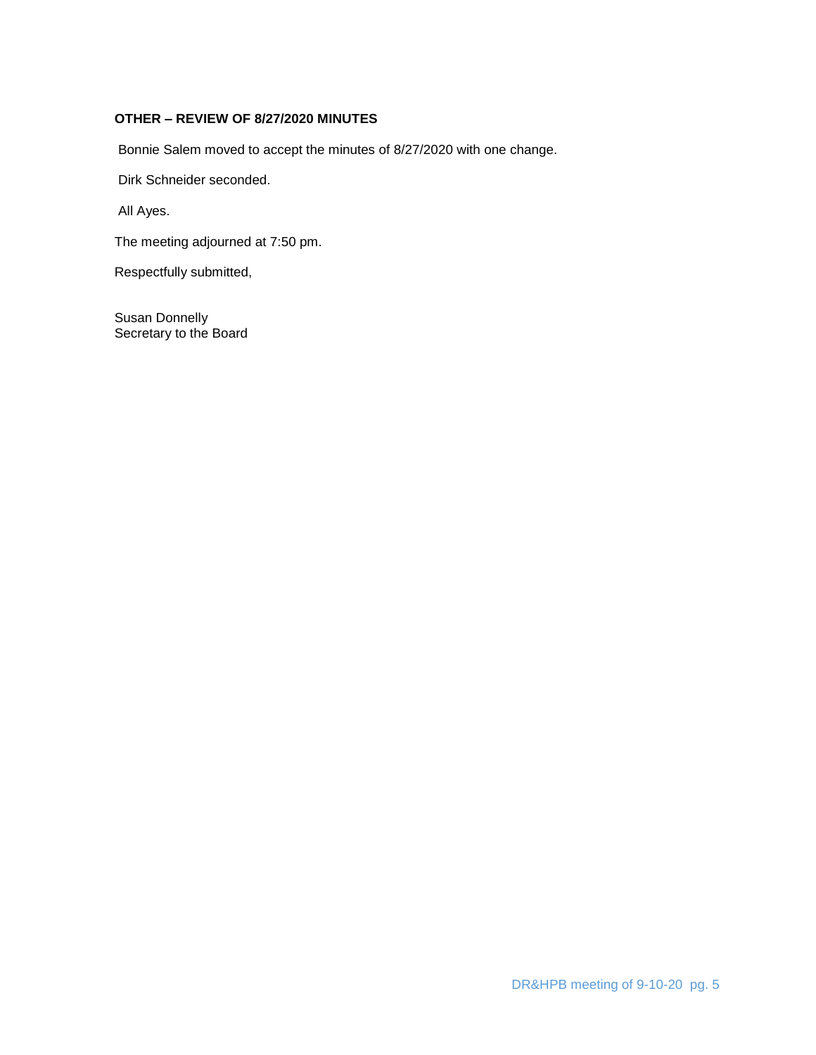**OTHER – REVIEW OF 8/27/2020 MINUTES**

Bonnie Salem moved to accept the minutes of 8/27/2020 with one change.

Dirk Schneider seconded.

All Ayes.

The meeting adjourned at 7:50 pm.

Respectfully submitted,

Susan Donnelly
Secretary to the Board